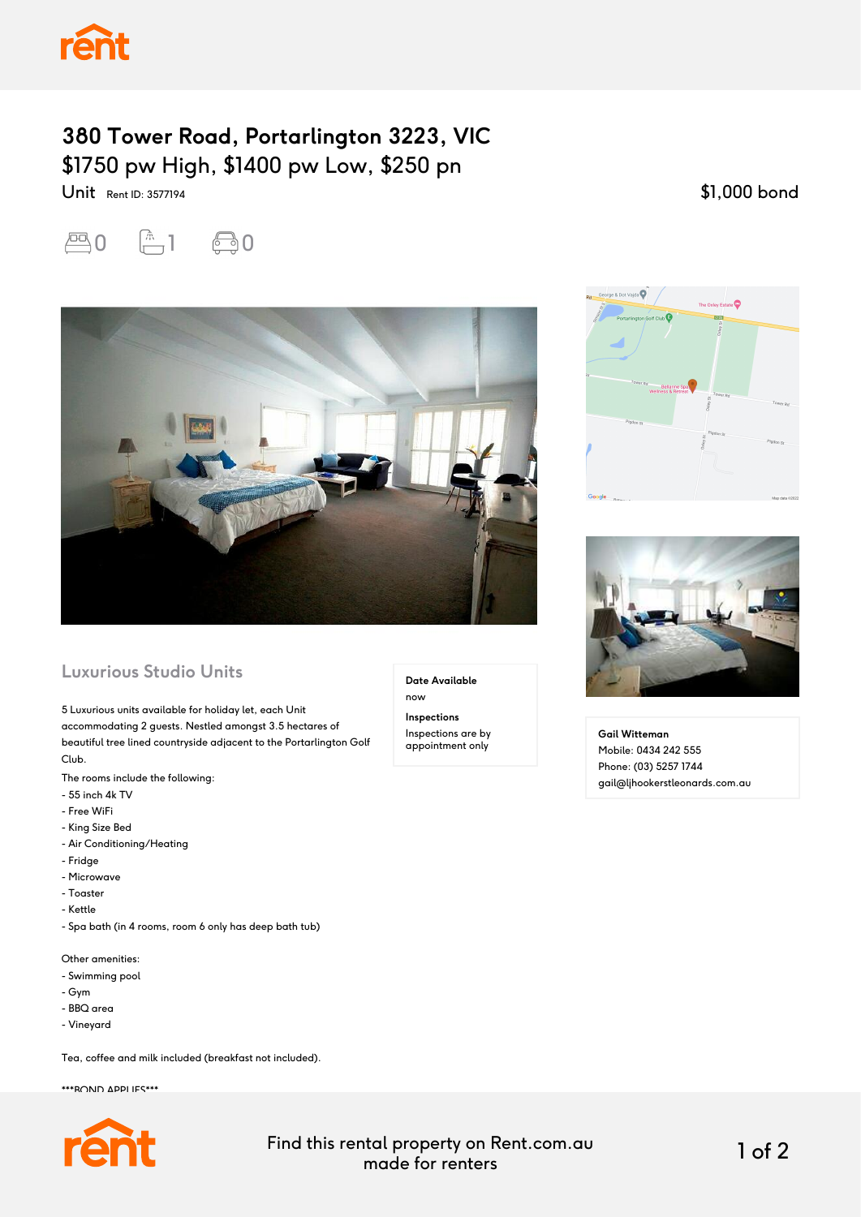# 380 Tower Road, Portarlington 3223, VIC

## $1750 pw High, $1400 pw Low, $250 pn

Unit Rent ID: 3577194

$1,000 bond

0 1 0

## Luxurious Studio Units

5 Luxurious units available for holiday let, each Unit accommodating 2 guests. Nestled amongst 3.5 hectares of beautiful tree lined countryside adjacent to the Portarlington Golf Club.

The rooms include the following:
- 55 inch 4k TV
- Free WiFi
- King Size Bed
- Air Conditioning/Heating
- Fridge
- Microwave
- Toaster
- Kettle
- Spa bath (in 4 rooms, room 6 only has deep bath tub)

Other amenities:
- Swimming pool
- Gym
- BBQ area
- Vineyard

Tea, coffee and milk included (breakfast not included).

***BOND APPLIES***

**Date Available**
now

**Inspections**
Inspections are by appointment only

**Gail Witteman**
Mobile: 0434 242 555
Phone: (03) 5257 1744
gail@ljhookerstleonards.com.au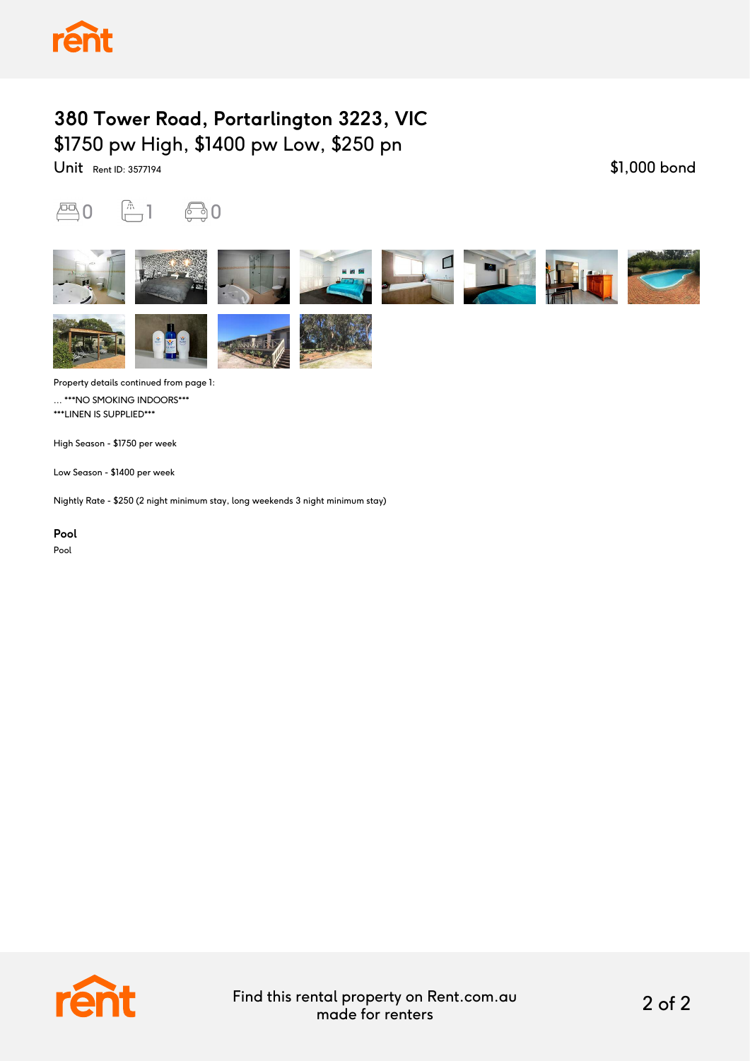# 380 Tower Road, Portarlington 3223, VIC

## $1750 pw High, $1400 pw Low, $250 pn

Unit Rent ID: 3577194

$1,000 bond

0 1 0

Property details continued from page 1:

... ***NO SMOKING INDOORS***

***LINEN IS SUPPLIED***

High Season - $1750 per week

Low Season - $1400 per week

Nightly Rate - $250 (2 night minimum stay, long weekends 3 night minimum stay)

**Pool**

Pool

Find this rental property on Rent.com.au
made for renters